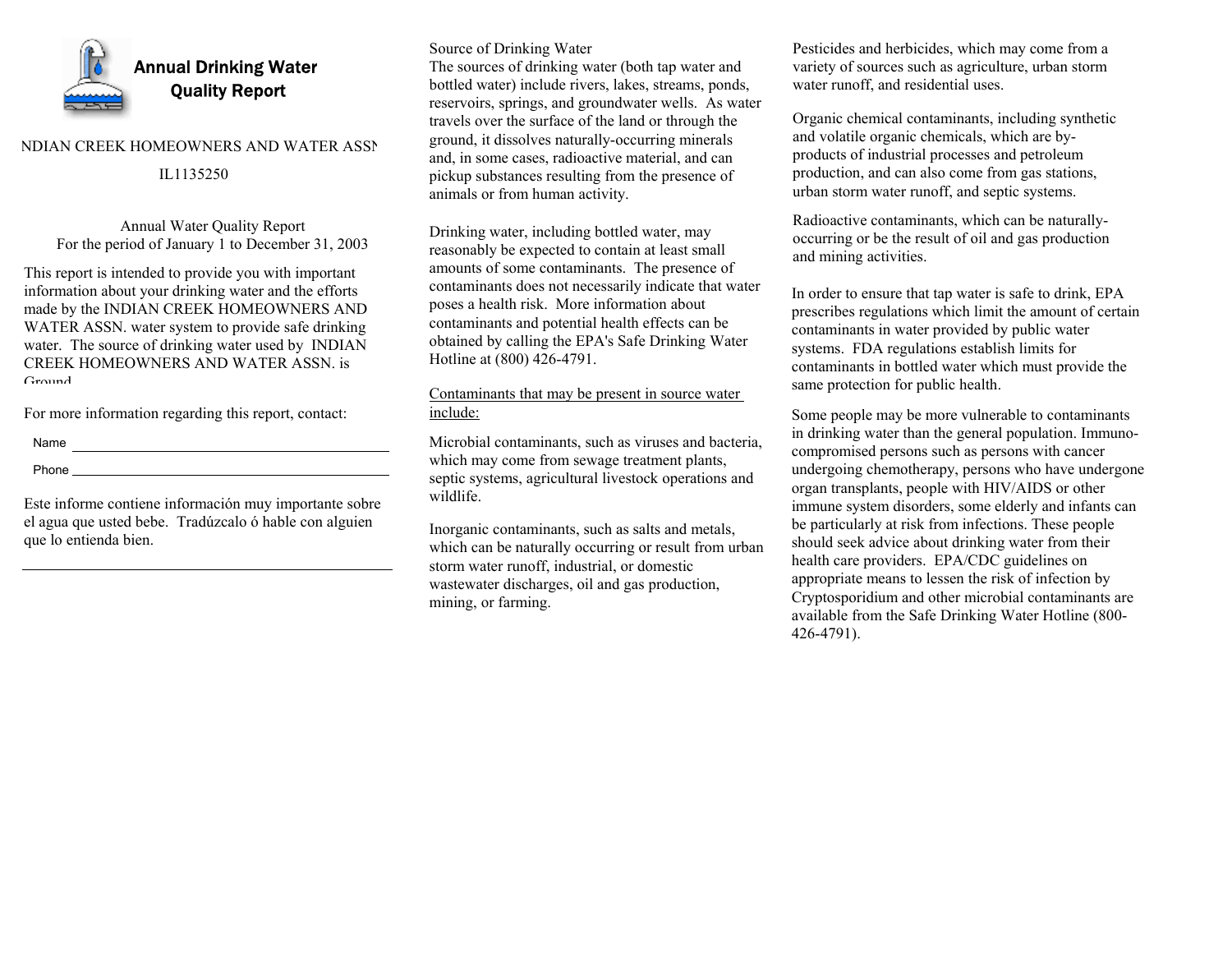# Annual Drinking Water Quality Report

NDIAN CREEK HOMEOWNERS AND WATER ASSN

IL1135250

Annual Water Quality Report
For the period of January 1 to December 31, 2003

This report is intended to provide you with important information about your drinking water and the efforts made by the INDIAN CREEK HOMEOWNERS AND WATER ASSN. water system to provide safe drinking water. The source of drinking water used by INDIAN CREEK HOMEOWNERS AND WATER ASSN. is Ground

For more information regarding this report, contact:

Name ______________________________

Phone ______________________________

Este informe contiene información muy importante sobre el agua que usted bebe. Tradúzcalo ó hable con alguien que lo entienda bien.

Source of Drinking Water
The sources of drinking water (both tap water and bottled water) include rivers, lakes, streams, ponds, reservoirs, springs, and groundwater wells. As water travels over the surface of the land or through the ground, it dissolves naturally-occurring minerals and, in some cases, radioactive material, and can pickup substances resulting from the presence of animals or from human activity.

Drinking water, including bottled water, may reasonably be expected to contain at least small amounts of some contaminants. The presence of contaminants does not necessarily indicate that water poses a health risk. More information about contaminants and potential health effects can be obtained by calling the EPA's Safe Drinking Water Hotline at (800) 426-4791.

Contaminants that may be present in source water include:

Microbial contaminants, such as viruses and bacteria, which may come from sewage treatment plants, septic systems, agricultural livestock operations and wildlife.

Inorganic contaminants, such as salts and metals, which can be naturally occurring or result from urban storm water runoff, industrial, or domestic wastewater discharges, oil and gas production, mining, or farming.

Pesticides and herbicides, which may come from a variety of sources such as agriculture, urban storm water runoff, and residential uses.

Organic chemical contaminants, including synthetic and volatile organic chemicals, which are by-products of industrial processes and petroleum production, and can also come from gas stations, urban storm water runoff, and septic systems.

Radioactive contaminants, which can be naturally-occurring or be the result of oil and gas production and mining activities.

In order to ensure that tap water is safe to drink, EPA prescribes regulations which limit the amount of certain contaminants in water provided by public water systems. FDA regulations establish limits for contaminants in bottled water which must provide the same protection for public health.

Some people may be more vulnerable to contaminants in drinking water than the general population. Immuno-compromised persons such as persons with cancer undergoing chemotherapy, persons who have undergone organ transplants, people with HIV/AIDS or other immune system disorders, some elderly and infants can be particularly at risk from infections. These people should seek advice about drinking water from their health care providers. EPA/CDC guidelines on appropriate means to lessen the risk of infection by Cryptosporidium and other microbial contaminants are available from the Safe Drinking Water Hotline (800-426-4791).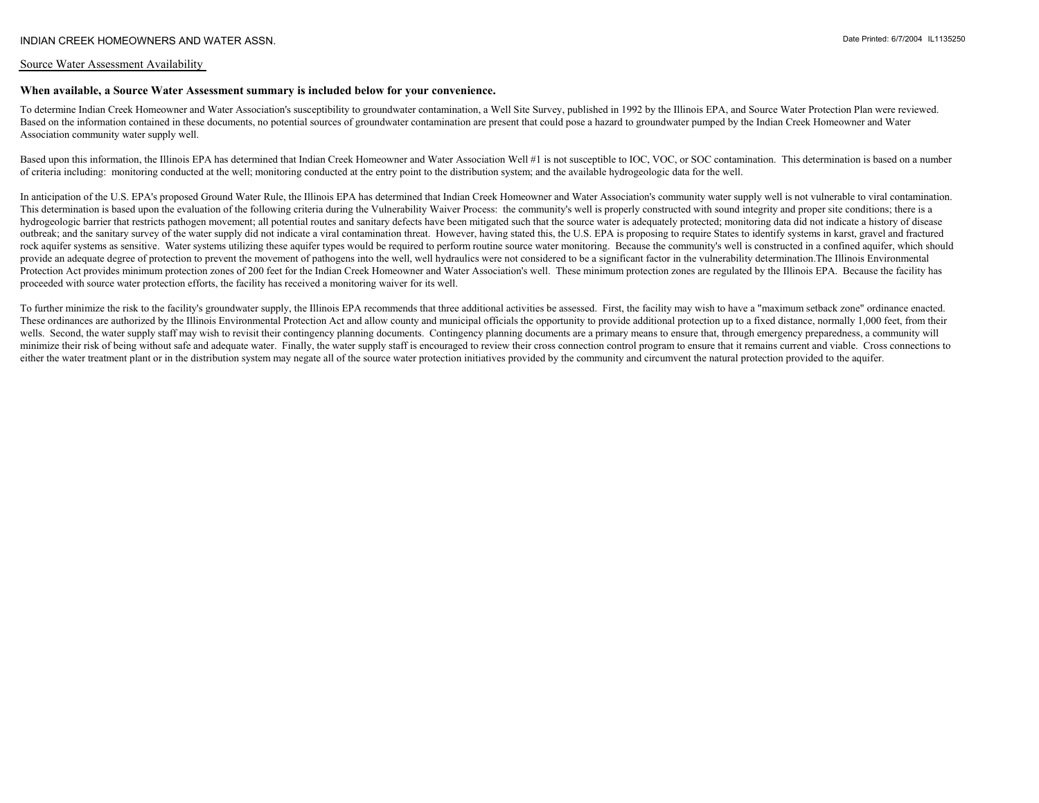INDIAN CREEK HOMEOWNERS AND WATER ASSN.

Date Printed: 6/7/2004 IL1135250

## Source Water Assessment Availability

**When available, a Source Water Assessment summary is included below for your convenience.**

To determine Indian Creek Homeowner and Water Association's susceptibility to groundwater contamination, a Well Site Survey, published in 1992 by the Illinois EPA, and Source Water Protection Plan were reviewed. Based on the information contained in these documents, no potential sources of groundwater contamination are present that could pose a hazard to groundwater pumped by the Indian Creek Homeowner and Water Association community water supply well.

Based upon this information, the Illinois EPA has determined that Indian Creek Homeowner and Water Association Well #1 is not susceptible to IOC, VOC, or SOC contamination. This determination is based on a number of criteria including: monitoring conducted at the well; monitoring conducted at the entry point to the distribution system; and the available hydrogeologic data for the well.

In anticipation of the U.S. EPA's proposed Ground Water Rule, the Illinois EPA has determined that Indian Creek Homeowner and Water Association's community water supply well is not vulnerable to viral contamination. This determination is based upon the evaluation of the following criteria during the Vulnerability Waiver Process: the community's well is properly constructed with sound integrity and proper site conditions; there is a hydrogeologic barrier that restricts pathogen movement; all potential routes and sanitary defects have been mitigated such that the source water is adequately protected; monitoring data did not indicate a history of disease outbreak; and the sanitary survey of the water supply did not indicate a viral contamination threat. However, having stated this, the U.S. EPA is proposing to require States to identify systems in karst, gravel and fractured rock aquifer systems as sensitive. Water systems utilizing these aquifer types would be required to perform routine source water monitoring. Because the community's well is constructed in a confined aquifer, which should provide an adequate degree of protection to prevent the movement of pathogens into the well, well hydraulics were not considered to be a significant factor in the vulnerability determination.The Illinois Environmental Protection Act provides minimum protection zones of 200 feet for the Indian Creek Homeowner and Water Association's well. These minimum protection zones are regulated by the Illinois EPA. Because the facility has proceeded with source water protection efforts, the facility has received a monitoring waiver for its well.

To further minimize the risk to the facility's groundwater supply, the Illinois EPA recommends that three additional activities be assessed. First, the facility may wish to have a "maximum setback zone" ordinance enacted. These ordinances are authorized by the Illinois Environmental Protection Act and allow county and municipal officials the opportunity to provide additional protection up to a fixed distance, normally 1,000 feet, from their wells. Second, the water supply staff may wish to revisit their contingency planning documents. Contingency planning documents are a primary means to ensure that, through emergency preparedness, a community will minimize their risk of being without safe and adequate water. Finally, the water supply staff is encouraged to review their cross connection control program to ensure that it remains current and viable. Cross connections to either the water treatment plant or in the distribution system may negate all of the source water protection initiatives provided by the community and circumvent the natural protection provided to the aquifer.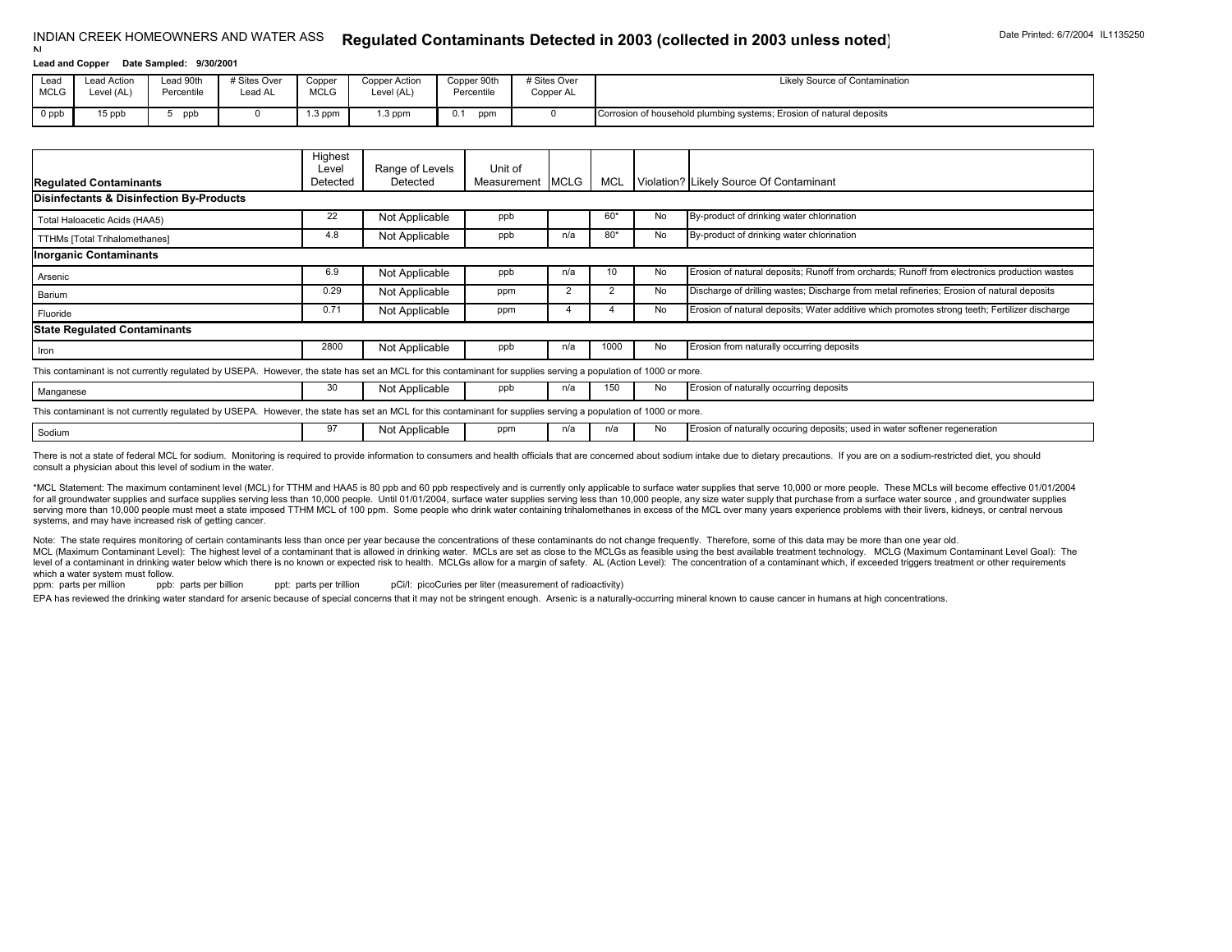INDIAN CREEK HOMEOWNERS AND WATER ASSN

# Regulated Contaminants Detected in 2003 (collected in 2003 unless noted)

Date Printed: 6/7/2004 IL1135250

**Lead and Copper** **Date Sampled: 9/30/2001**

| Lead MCLG | Lead Action Level (AL) | Lead 90th Percentile | # Sites Over Lead AL | Copper MCLG | Copper Action Level (AL) | Copper 90th Percentile | # Sites Over Copper AL | Likely Source of Contamination |
|---|---|---|---|---|---|---|---|---|
| 0 ppb | 15 ppb | 5 ppb | 0 | 1.3 ppm | 1.3 ppm | 0.1 ppm | 0 | Corrosion of household plumbing systems; Erosion of natural deposits |

| Regulated Contaminants | Highest Level Detected | Range of Levels Detected | Unit of Measurement | MCLG | MCL | Violation? | Likely Source Of Contaminant |
|---|---|---|---|---|---|---|---|
| **Disinfectants & Disinfection By-Products** | | | | | | | |
| Total Haloacetic Acids (HAA5) | 22 | Not Applicable | ppb | | 60* | No | By-product of drinking water chlorination |
| TTHMs [Total Trihalomethanes] | 4.8 | Not Applicable | ppb | n/a | 80* | No | By-product of drinking water chlorination |
| **Inorganic Contaminants** | | | | | | | |
| Arsenic | 6.9 | Not Applicable | ppb | n/a | 10 | No | Erosion of natural deposits; Runoff from orchards; Runoff from electronics production wastes |
| Barium | 0.29 | Not Applicable | ppm | 2 | 2 | No | Discharge of drilling wastes; Discharge from metal refineries; Erosion of natural deposits |
| Fluoride | 0.71 | Not Applicable | ppm | 4 | 4 | No | Erosion of natural deposits; Water additive which promotes strong teeth; Fertilizer discharge |
| **State Regulated Contaminants** | | | | | | | |
| Iron | 2800 | Not Applicable | ppb | n/a | 1000 | No | Erosion from naturally occurring deposits |
| This contaminant is not currently regulated by USEPA. However, the state has set an MCL for this contaminant for supplies serving a population of 1000 or more. | | | | | | | |
| Manganese | 30 | Not Applicable | ppb | n/a | 150 | No | Erosion of naturally occurring deposits |
| This contaminant is not currently regulated by USEPA. However, the state has set an MCL for this contaminant for supplies serving a population of 1000 or more. | | | | | | | |
| Sodium | 97 | Not Applicable | ppm | n/a | n/a | No | Erosion of naturally occuring deposits; used in water softener regeneration |

There is not a state of federal MCL for sodium. Monitoring is required to provide information to consumers and health officials that are concerned about sodium intake due to dietary precautions. If you are on a sodium-restricted diet, you should consult a physician about this level of sodium in the water.

*MCL Statement: The maximum contaminent level (MCL) for TTHM and HAA5 is 80 ppb and 60 ppb respectively and is currently only applicable to surface water supplies that serve 10,000 or more people. These MCLs will become effective 01/01/2004 for all groundwater supplies and surface supplies serving less than 10,000 people. Until 01/01/2004, surface water supplies serving less than 10,000 people, any size water supply that purchase from a surface water source , and groundwater supplies serving more than 10,000 people must meet a state imposed TTHM MCL of 100 ppm. Some people who drink water containing trihalomethanes in excess of the MCL over many years experience problems with their livers, kidneys, or central nervous systems, and may have increased risk of getting cancer.

Note: The state requires monitoring of certain contaminants less than once per year because the concentrations of these contaminants do not change frequently. Therefore, some of this data may be more than one year old.
MCL (Maximum Contaminant Level): The highest level of a contaminant that is allowed in drinking water. MCLs are set as close to the MCLGs as feasible using the best available treatment technology. MCLG (Maximum Contaminant Level Goal): The level of a contaminant in drinking water below which there is no known or expected risk to health. MCLGs allow for a margin of safety. AL (Action Level): The concentration of a contaminant which, if exceeded triggers treatment or other requirements which a water system must follow.
ppm: parts per million ppb: parts per billion ppt: parts per trillion pCi/l: picoCuries per liter (measurement of radioactivity)

EPA has reviewed the drinking water standard for arsenic because of special concerns that it may not be stringent enough. Arsenic is a naturally-occurring mineral known to cause cancer in humans at high concentrations.